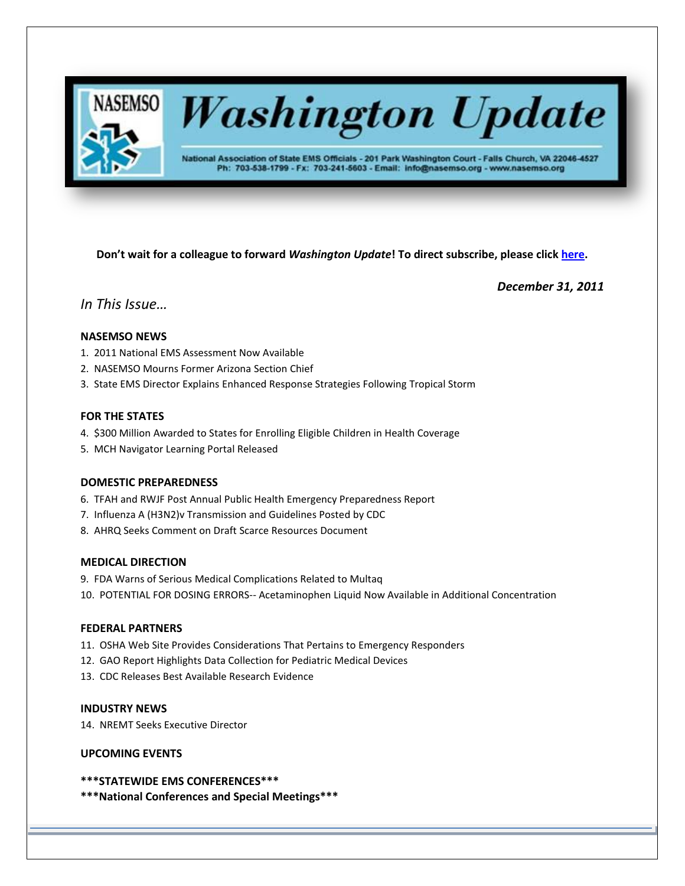# NASEMSO Washington Update

National Association of State EMS Officials - 201 Park Washington Court - Falls Church, VA 22046-4527
Ph: 703-538-1799 - Fx: 703-241-5603 - Email: info@nasemso.org - www.nasemso.org

**Don't wait for a colleague to forward *Washington Update*! To direct subscribe, please click [here](#).**

***December 31, 2011***

## *In This Issue…*

### NASEMSO NEWS

1. 2011 National EMS Assessment Now Available
2. NASEMSO Mourns Former Arizona Section Chief
3. State EMS Director Explains Enhanced Response Strategies Following Tropical Storm

### FOR THE STATES

4. $300 Million Awarded to States for Enrolling Eligible Children in Health Coverage
5. MCH Navigator Learning Portal Released

### DOMESTIC PREPAREDNESS

6. TFAH and RWJF Post Annual Public Health Emergency Preparedness Report
7. Influenza A (H3N2)v Transmission and Guidelines Posted by CDC
8. AHRQ Seeks Comment on Draft Scarce Resources Document

### MEDICAL DIRECTION

9. FDA Warns of Serious Medical Complications Related to Multaq
10. POTENTIAL FOR DOSING ERRORS-- Acetaminophen Liquid Now Available in Additional Concentration

### FEDERAL PARTNERS

11. OSHA Web Site Provides Considerations That Pertains to Emergency Responders
12. GAO Report Highlights Data Collection for Pediatric Medical Devices
13. CDC Releases Best Available Research Evidence

### INDUSTRY NEWS

14. NREMT Seeks Executive Director

### UPCOMING EVENTS

**\*\*\*STATEWIDE EMS CONFERENCES\*\*\***

**\*\*\*National Conferences and Special Meetings\*\*\***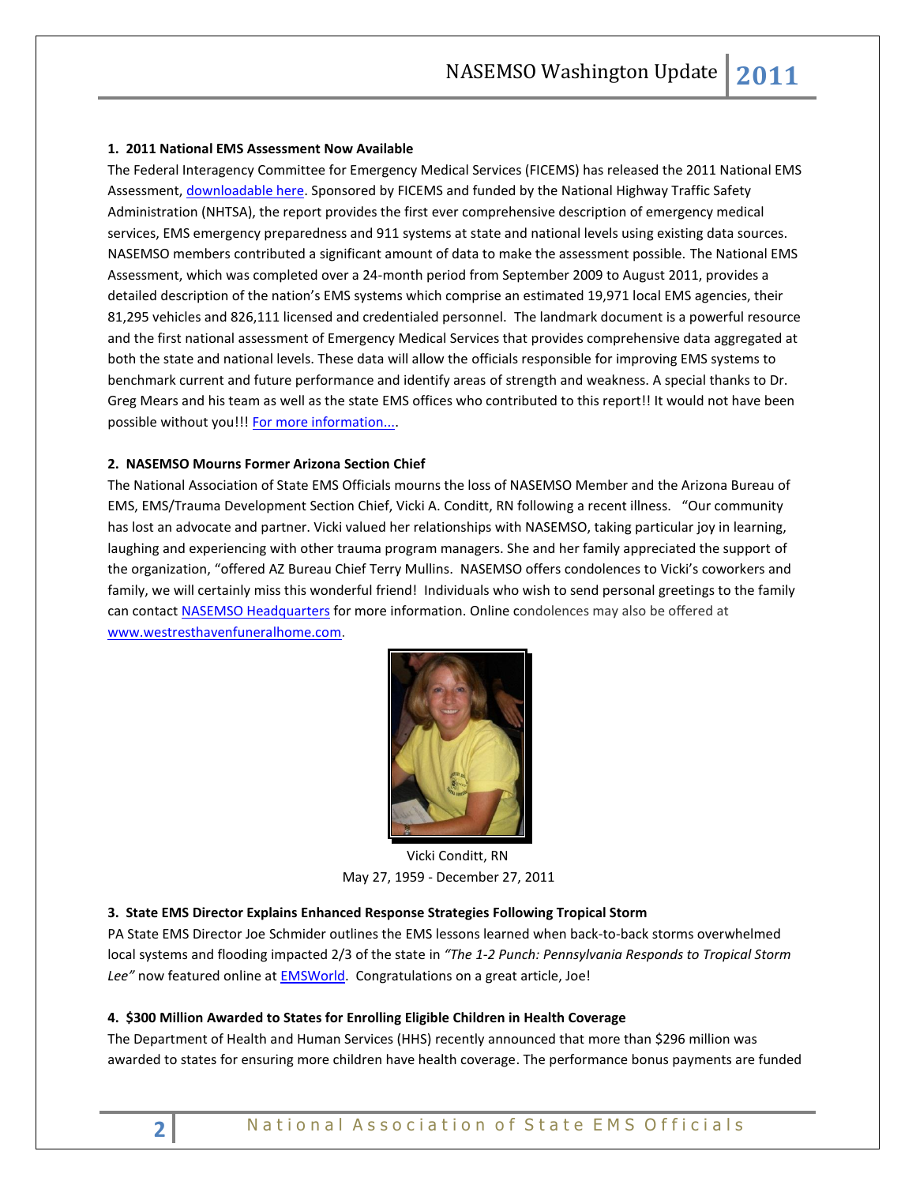### 1. 2011 National EMS Assessment Now Available

The Federal Interagency Committee for Emergency Medical Services (FICEMS) has released the 2011 National EMS Assessment, downloadable here. Sponsored by FICEMS and funded by the National Highway Traffic Safety Administration (NHTSA), the report provides the first ever comprehensive description of emergency medical services, EMS emergency preparedness and 911 systems at state and national levels using existing data sources. NASEMSO members contributed a significant amount of data to make the assessment possible. The National EMS Assessment, which was completed over a 24-month period from September 2009 to August 2011, provides a detailed description of the nation's EMS systems which comprise an estimated 19,971 local EMS agencies, their 81,295 vehicles and 826,111 licensed and credentialed personnel. The landmark document is a powerful resource and the first national assessment of Emergency Medical Services that provides comprehensive data aggregated at both the state and national levels. These data will allow the officials responsible for improving EMS systems to benchmark current and future performance and identify areas of strength and weakness. A special thanks to Dr. Greg Mears and his team as well as the state EMS offices who contributed to this report!! It would not have been possible without you!!! For more information....

### 2. NASEMSO Mourns Former Arizona Section Chief

The National Association of State EMS Officials mourns the loss of NASEMSO Member and the Arizona Bureau of EMS, EMS/Trauma Development Section Chief, Vicki A. Conditt, RN following a recent illness. "Our community has lost an advocate and partner. Vicki valued her relationships with NASEMSO, taking particular joy in learning, laughing and experiencing with other trauma program managers. She and her family appreciated the support of the organization, "offered AZ Bureau Chief Terry Mullins. NASEMSO offers condolences to Vicki's coworkers and family, we will certainly miss this wonderful friend! Individuals who wish to send personal greetings to the family can contact NASEMSO Headquarters for more information. Online condolences may also be offered at www.westresthavenfuneralhome.com.

Vicki Conditt, RN
May 27, 1959 - December 27, 2011

### 3. State EMS Director Explains Enhanced Response Strategies Following Tropical Storm

PA State EMS Director Joe Schmider outlines the EMS lessons learned when back-to-back storms overwhelmed local systems and flooding impacted 2/3 of the state in *"The 1-2 Punch: Pennsylvania Responds to Tropical Storm Lee"* now featured online at EMSWorld. Congratulations on a great article, Joe!

### 4. $300 Million Awarded to States for Enrolling Eligible Children in Health Coverage

The Department of Health and Human Services (HHS) recently announced that more than $296 million was awarded to states for ensuring more children have health coverage. The performance bonus payments are funded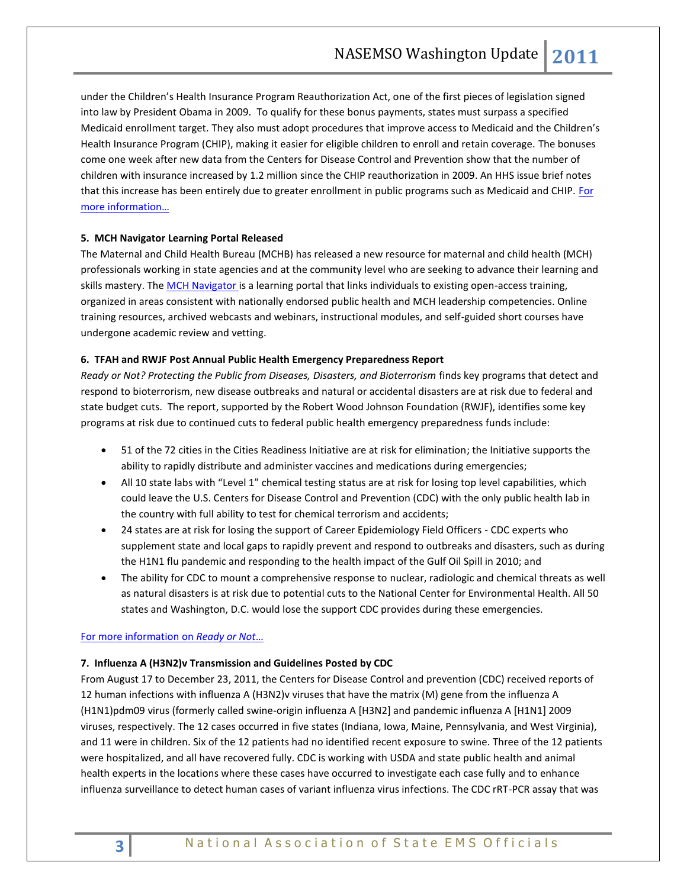under the Children's Health Insurance Program Reauthorization Act, one of the first pieces of legislation signed into law by President Obama in 2009. To qualify for these bonus payments, states must surpass a specified Medicaid enrollment target. They also must adopt procedures that improve access to Medicaid and the Children's Health Insurance Program (CHIP), making it easier for eligible children to enroll and retain coverage. The bonuses come one week after new data from the Centers for Disease Control and Prevention show that the number of children with insurance increased by 1.2 million since the CHIP reauthorization in 2009. An HHS issue brief notes that this increase has been entirely due to greater enrollment in public programs such as Medicaid and CHIP. For more information…

**5. MCH Navigator Learning Portal Released**

The Maternal and Child Health Bureau (MCHB) has released a new resource for maternal and child health (MCH) professionals working in state agencies and at the community level who are seeking to advance their learning and skills mastery. The MCH Navigator is a learning portal that links individuals to existing open-access training, organized in areas consistent with nationally endorsed public health and MCH leadership competencies. Online training resources, archived webcasts and webinars, instructional modules, and self-guided short courses have undergone academic review and vetting.

**6. TFAH and RWJF Post Annual Public Health Emergency Preparedness Report**

*Ready or Not? Protecting the Public from Diseases, Disasters, and Bioterrorism* finds key programs that detect and respond to bioterrorism, new disease outbreaks and natural or accidental disasters are at risk due to federal and state budget cuts. The report, supported by the Robert Wood Johnson Foundation (RWJF), identifies some key programs at risk due to continued cuts to federal public health emergency preparedness funds include:

- 51 of the 72 cities in the Cities Readiness Initiative are at risk for elimination; the Initiative supports the ability to rapidly distribute and administer vaccines and medications during emergencies;
- All 10 state labs with "Level 1" chemical testing status are at risk for losing top level capabilities, which could leave the U.S. Centers for Disease Control and Prevention (CDC) with the only public health lab in the country with full ability to test for chemical terrorism and accidents;
- 24 states are at risk for losing the support of Career Epidemiology Field Officers - CDC experts who supplement state and local gaps to rapidly prevent and respond to outbreaks and disasters, such as during the H1N1 flu pandemic and responding to the health impact of the Gulf Oil Spill in 2010; and
- The ability for CDC to mount a comprehensive response to nuclear, radiologic and chemical threats as well as natural disasters is at risk due to potential cuts to the National Center for Environmental Health. All 50 states and Washington, D.C. would lose the support CDC provides during these emergencies.

For more information on *Ready or Not*…

**7. Influenza A (H3N2)v Transmission and Guidelines Posted by CDC**

From August 17 to December 23, 2011, the Centers for Disease Control and prevention (CDC) received reports of 12 human infections with influenza A (H3N2)v viruses that have the matrix (M) gene from the influenza A (H1N1)pdm09 virus (formerly called swine-origin influenza A [H3N2] and pandemic influenza A [H1N1] 2009 viruses, respectively. The 12 cases occurred in five states (Indiana, Iowa, Maine, Pennsylvania, and West Virginia), and 11 were in children. Six of the 12 patients had no identified recent exposure to swine. Three of the 12 patients were hospitalized, and all have recovered fully. CDC is working with USDA and state public health and animal health experts in the locations where these cases have occurred to investigate each case fully and to enhance influenza surveillance to detect human cases of variant influenza virus infections. The CDC rRT-PCR assay that was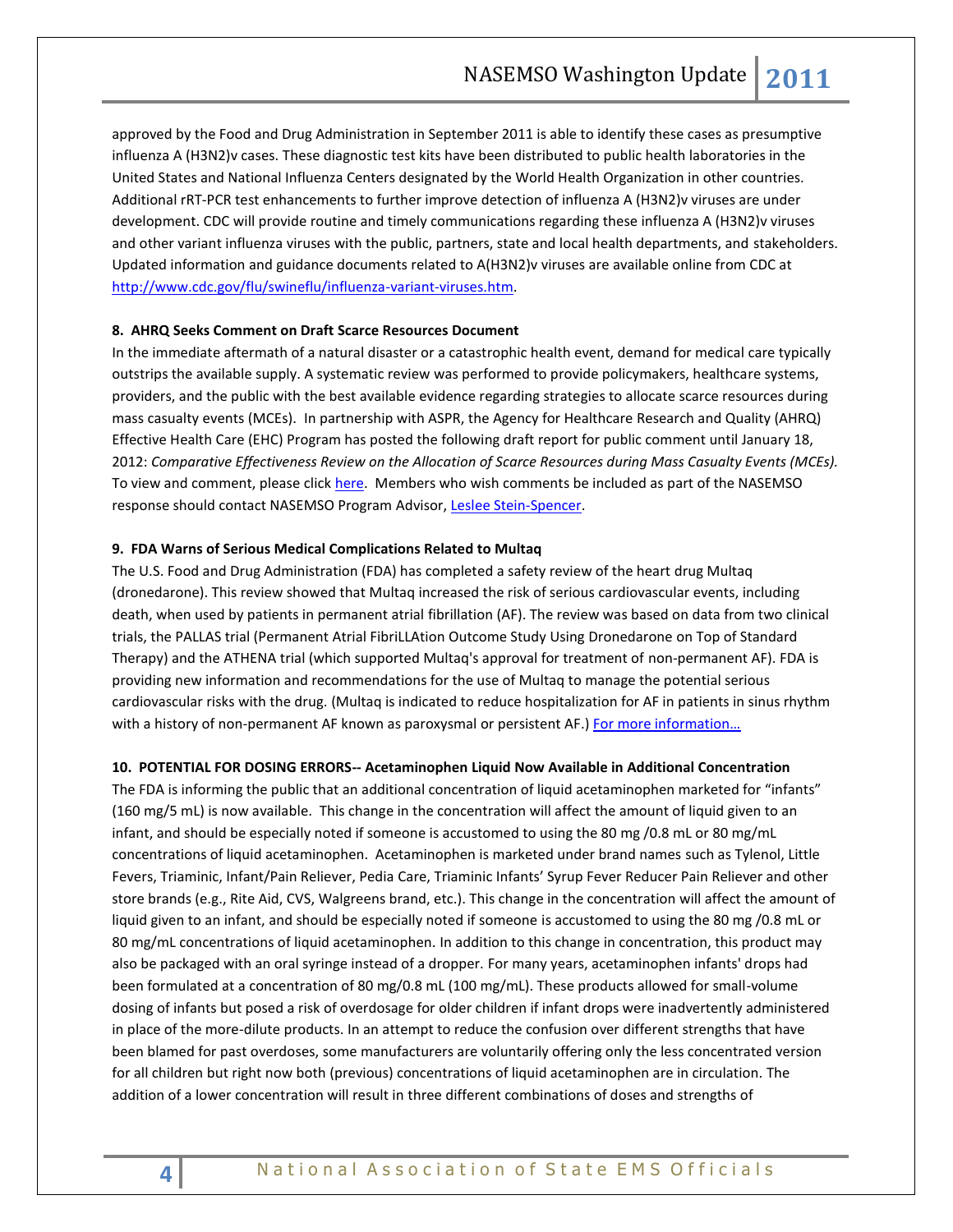approved by the Food and Drug Administration in September 2011 is able to identify these cases as presumptive influenza A (H3N2)v cases. These diagnostic test kits have been distributed to public health laboratories in the United States and National Influenza Centers designated by the World Health Organization in other countries. Additional rRT-PCR test enhancements to further improve detection of influenza A (H3N2)v viruses are under development. CDC will provide routine and timely communications regarding these influenza A (H3N2)v viruses and other variant influenza viruses with the public, partners, state and local health departments, and stakeholders. Updated information and guidance documents related to A(H3N2)v viruses are available online from CDC at http://www.cdc.gov/flu/swineflu/influenza-variant-viruses.htm.

**8. AHRQ Seeks Comment on Draft Scarce Resources Document**

In the immediate aftermath of a natural disaster or a catastrophic health event, demand for medical care typically outstrips the available supply. A systematic review was performed to provide policymakers, healthcare systems, providers, and the public with the best available evidence regarding strategies to allocate scarce resources during mass casualty events (MCEs). In partnership with ASPR, the Agency for Healthcare Research and Quality (AHRQ) Effective Health Care (EHC) Program has posted the following draft report for public comment until January 18, 2012: *Comparative Effectiveness Review on the Allocation of Scarce Resources during Mass Casualty Events (MCEs).* To view and comment, please click here. Members who wish comments be included as part of the NASEMSO response should contact NASEMSO Program Advisor, Leslee Stein-Spencer.

**9. FDA Warns of Serious Medical Complications Related to Multaq**

The U.S. Food and Drug Administration (FDA) has completed a safety review of the heart drug Multaq (dronedarone). This review showed that Multaq increased the risk of serious cardiovascular events, including death, when used by patients in permanent atrial fibrillation (AF). The review was based on data from two clinical trials, the PALLAS trial (Permanent Atrial FibriLLAtion Outcome Study Using Dronedarone on Top of Standard Therapy) and the ATHENA trial (which supported Multaq's approval for treatment of non-permanent AF). FDA is providing new information and recommendations for the use of Multaq to manage the potential serious cardiovascular risks with the drug. (Multaq is indicated to reduce hospitalization for AF in patients in sinus rhythm with a history of non-permanent AF known as paroxysmal or persistent AF.) For more information…

**10. POTENTIAL FOR DOSING ERRORS-- Acetaminophen Liquid Now Available in Additional Concentration**

The FDA is informing the public that an additional concentration of liquid acetaminophen marketed for "infants" (160 mg/5 mL) is now available. This change in the concentration will affect the amount of liquid given to an infant, and should be especially noted if someone is accustomed to using the 80 mg /0.8 mL or 80 mg/mL concentrations of liquid acetaminophen. Acetaminophen is marketed under brand names such as Tylenol, Little Fevers, Triaminic, Infant/Pain Reliever, Pedia Care, Triaminic Infants' Syrup Fever Reducer Pain Reliever and other store brands (e.g., Rite Aid, CVS, Walgreens brand, etc.). This change in the concentration will affect the amount of liquid given to an infant, and should be especially noted if someone is accustomed to using the 80 mg /0.8 mL or 80 mg/mL concentrations of liquid acetaminophen. In addition to this change in concentration, this product may also be packaged with an oral syringe instead of a dropper. For many years, acetaminophen infants' drops had been formulated at a concentration of 80 mg/0.8 mL (100 mg/mL). These products allowed for small-volume dosing of infants but posed a risk of overdosage for older children if infant drops were inadvertently administered in place of the more-dilute products. In an attempt to reduce the confusion over different strengths that have been blamed for past overdoses, some manufacturers are voluntarily offering only the less concentrated version for all children but right now both (previous) concentrations of liquid acetaminophen are in circulation. The addition of a lower concentration will result in three different combinations of doses and strengths of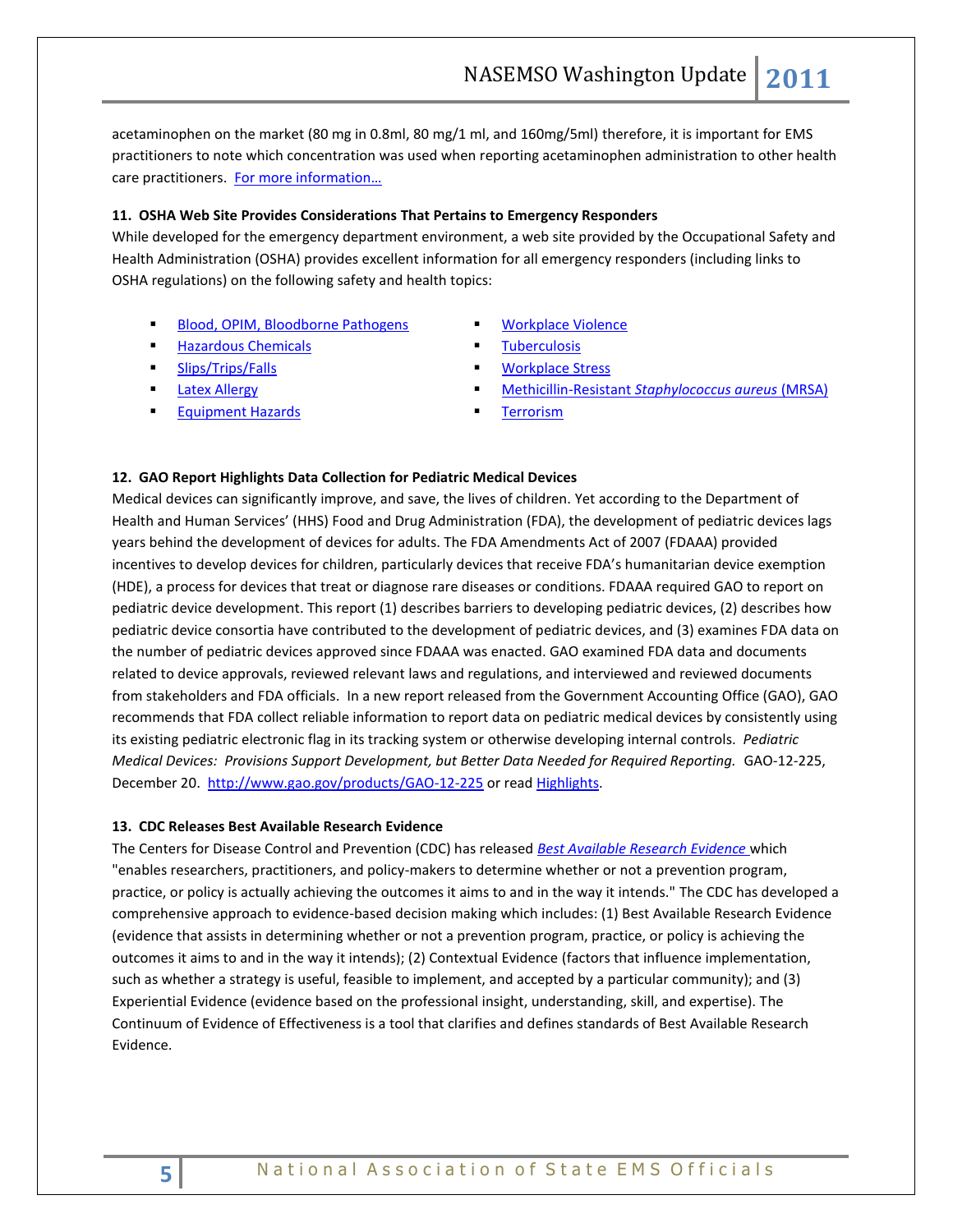acetaminophen on the market (80 mg in 0.8ml, 80 mg/1 ml, and 160mg/5ml) therefore, it is important for EMS practitioners to note which concentration was used when reporting acetaminophen administration to other health care practitioners. [For more information…]()

**11. OSHA Web Site Provides Considerations That Pertains to Emergency Responders**

While developed for the emergency department environment, a web site provided by the Occupational Safety and Health Administration (OSHA) provides excellent information for all emergency responders (including links to OSHA regulations) on the following safety and health topics:

- Blood, OPIM, Bloodborne Pathogens
- Hazardous Chemicals
- Slips/Trips/Falls
- Latex Allergy
- Equipment Hazards
- Workplace Violence
- Tuberculosis
- Workplace Stress
- Methicillin-Resistant *Staphylococcus aureus* (MRSA)
- Terrorism

**12. GAO Report Highlights Data Collection for Pediatric Medical Devices**

Medical devices can significantly improve, and save, the lives of children. Yet according to the Department of Health and Human Services' (HHS) Food and Drug Administration (FDA), the development of pediatric devices lags years behind the development of devices for adults. The FDA Amendments Act of 2007 (FDAAA) provided incentives to develop devices for children, particularly devices that receive FDA's humanitarian device exemption (HDE), a process for devices that treat or diagnose rare diseases or conditions. FDAAA required GAO to report on pediatric device development. This report (1) describes barriers to developing pediatric devices, (2) describes how pediatric device consortia have contributed to the development of pediatric devices, and (3) examines FDA data on the number of pediatric devices approved since FDAAA was enacted. GAO examined FDA data and documents related to device approvals, reviewed relevant laws and regulations, and interviewed and reviewed documents from stakeholders and FDA officials. In a new report released from the Government Accounting Office (GAO), GAO recommends that FDA collect reliable information to report data on pediatric medical devices by consistently using its existing pediatric electronic flag in its tracking system or otherwise developing internal controls. *Pediatric Medical Devices: Provisions Support Development, but Better Data Needed for Required Reporting.* GAO-12-225, December 20. http://www.gao.gov/products/GAO-12-225 or read Highlights.

**13. CDC Releases Best Available Research Evidence**

The Centers for Disease Control and Prevention (CDC) has released ***Best Available Research Evidence*** which "enables researchers, practitioners, and policy-makers to determine whether or not a prevention program, practice, or policy is actually achieving the outcomes it aims to and in the way it intends." The CDC has developed a comprehensive approach to evidence-based decision making which includes: (1) Best Available Research Evidence (evidence that assists in determining whether or not a prevention program, practice, or policy is achieving the outcomes it aims to and in the way it intends); (2) Contextual Evidence (factors that influence implementation, such as whether a strategy is useful, feasible to implement, and accepted by a particular community); and (3) Experiential Evidence (evidence based on the professional insight, understanding, skill, and expertise). The Continuum of Evidence of Effectiveness is a tool that clarifies and defines standards of Best Available Research Evidence.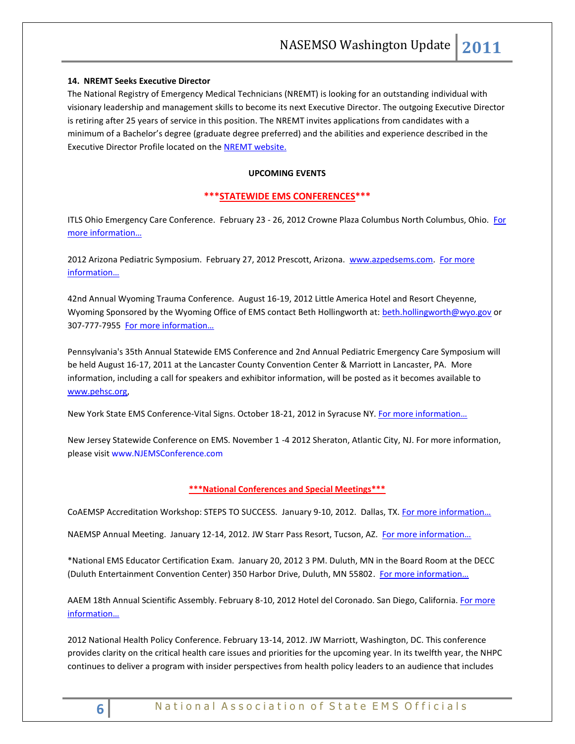**14. NREMT Seeks Executive Director**

The National Registry of Emergency Medical Technicians (NREMT) is looking for an outstanding individual with visionary leadership and management skills to become its next Executive Director. The outgoing Executive Director is retiring after 25 years of service in this position. The NREMT invites applications from candidates with a minimum of a Bachelor's degree (graduate degree preferred) and the abilities and experience described in the Executive Director Profile located on the NREMT website.

**UPCOMING EVENTS**

**\*\*\*STATEWIDE EMS CONFERENCES\*\*\***

ITLS Ohio Emergency Care Conference. February 23 - 26, 2012 Crowne Plaza Columbus North Columbus, Ohio. For more information…

2012 Arizona Pediatric Symposium. February 27, 2012 Prescott, Arizona. www.azpedsems.com. For more information…

42nd Annual Wyoming Trauma Conference. August 16-19, 2012 Little America Hotel and Resort Cheyenne, Wyoming Sponsored by the Wyoming Office of EMS contact Beth Hollingworth at: beth.hollingworth@wyo.gov or 307-777-7955 For more information…

Pennsylvania's 35th Annual Statewide EMS Conference and 2nd Annual Pediatric Emergency Care Symposium will be held August 16-17, 2011 at the Lancaster County Convention Center & Marriott in Lancaster, PA. More information, including a call for speakers and exhibitor information, will be posted as it becomes available to www.pehsc.org,

New York State EMS Conference-Vital Signs. October 18-21, 2012 in Syracuse NY. For more information…

New Jersey Statewide Conference on EMS. November 1 -4 2012 Sheraton, Atlantic City, NJ. For more information, please visit www.NJEMSConference.com

**\*\*\*National Conferences and Special Meetings\*\*\***

CoAEMSP Accreditation Workshop: STEPS TO SUCCESS. January 9-10, 2012. Dallas, TX. For more information…

NAEMSP Annual Meeting. January 12-14, 2012. JW Starr Pass Resort, Tucson, AZ. For more information…

\*National EMS Educator Certification Exam. January 20, 2012 3 PM. Duluth, MN in the Board Room at the DECC (Duluth Entertainment Convention Center) 350 Harbor Drive, Duluth, MN 55802. For more information…

AAEM 18th Annual Scientific Assembly. February 8-10, 2012 Hotel del Coronado. San Diego, California. For more information…

2012 National Health Policy Conference. February 13-14, 2012. JW Marriott, Washington, DC. This conference provides clarity on the critical health care issues and priorities for the upcoming year. In its twelfth year, the NHPC continues to deliver a program with insider perspectives from health policy leaders to an audience that includes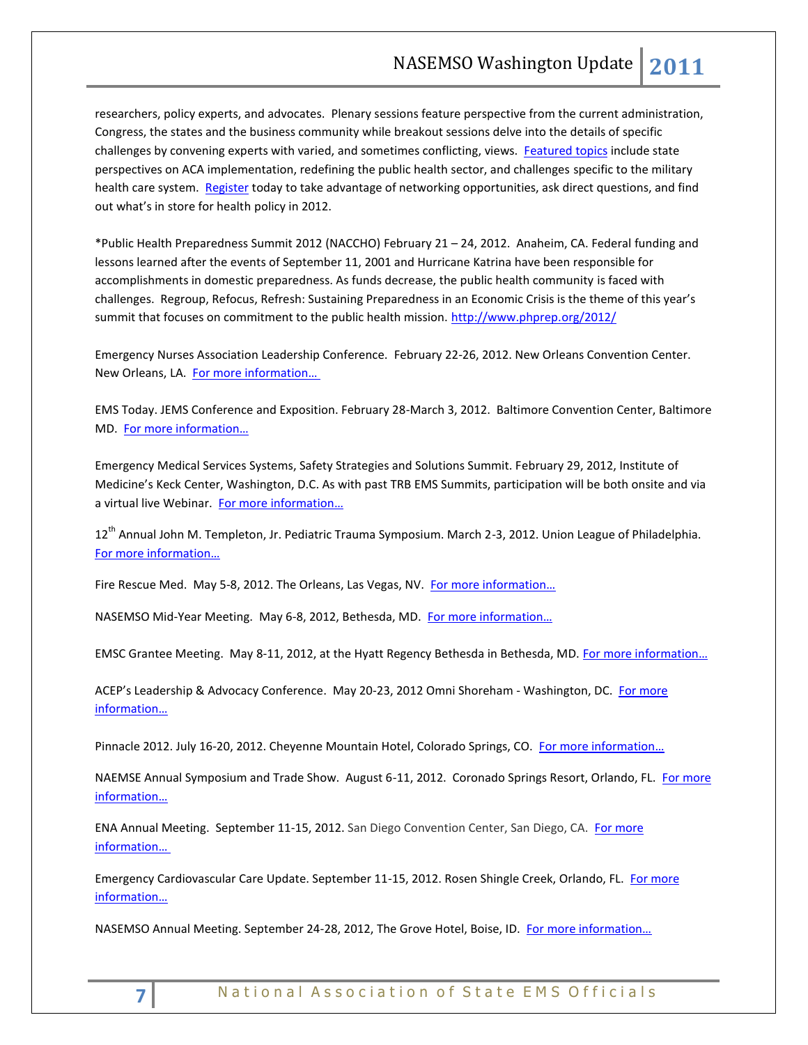researchers, policy experts, and advocates. Plenary sessions feature perspective from the current administration, Congress, the states and the business community while breakout sessions delve into the details of specific challenges by convening experts with varied, and sometimes conflicting, views. Featured topics include state perspectives on ACA implementation, redefining the public health sector, and challenges specific to the military health care system. Register today to take advantage of networking opportunities, ask direct questions, and find out what's in store for health policy in 2012.

*Public Health Preparedness Summit 2012 (NACCHO) February 21 – 24, 2012. Anaheim, CA. Federal funding and lessons learned after the events of September 11, 2001 and Hurricane Katrina have been responsible for accomplishments in domestic preparedness. As funds decrease, the public health community is faced with challenges. Regroup, Refocus, Refresh: Sustaining Preparedness in an Economic Crisis is the theme of this year's summit that focuses on commitment to the public health mission. http://www.phprep.org/2012/

Emergency Nurses Association Leadership Conference. February 22-26, 2012. New Orleans Convention Center. New Orleans, LA. For more information…

EMS Today. JEMS Conference and Exposition. February 28-March 3, 2012. Baltimore Convention Center, Baltimore MD. For more information…

Emergency Medical Services Systems, Safety Strategies and Solutions Summit. February 29, 2012, Institute of Medicine's Keck Center, Washington, D.C. As with past TRB EMS Summits, participation will be both onsite and via a virtual live Webinar. For more information…

12th Annual John M. Templeton, Jr. Pediatric Trauma Symposium. March 2-3, 2012. Union League of Philadelphia. For more information…

Fire Rescue Med. May 5-8, 2012. The Orleans, Las Vegas, NV. For more information…

NASEMSO Mid-Year Meeting. May 6-8, 2012, Bethesda, MD. For more information…

EMSC Grantee Meeting. May 8-11, 2012, at the Hyatt Regency Bethesda in Bethesda, MD. For more information…

ACEP's Leadership & Advocacy Conference. May 20-23, 2012 Omni Shoreham - Washington, DC. For more information…

Pinnacle 2012. July 16-20, 2012. Cheyenne Mountain Hotel, Colorado Springs, CO. For more information…

NAEMSE Annual Symposium and Trade Show. August 6-11, 2012. Coronado Springs Resort, Orlando, FL. For more information…

ENA Annual Meeting. September 11-15, 2012. San Diego Convention Center, San Diego, CA. For more information…

Emergency Cardiovascular Care Update. September 11-15, 2012. Rosen Shingle Creek, Orlando, FL. For more information…

NASEMSO Annual Meeting. September 24-28, 2012, The Grove Hotel, Boise, ID. For more information…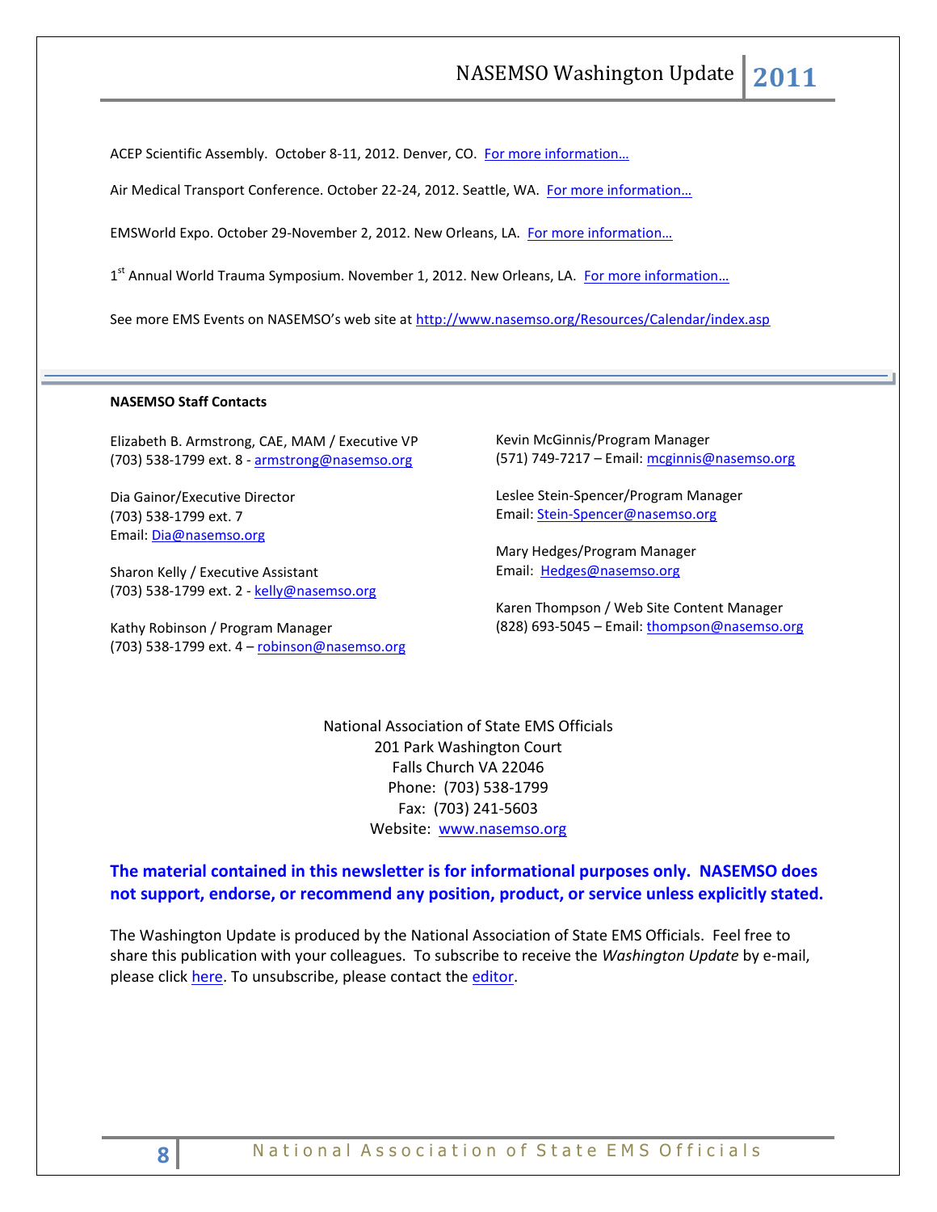ACEP Scientific Assembly. October 8-11, 2012. Denver, CO. [For more information…]()

Air Medical Transport Conference. October 22-24, 2012. Seattle, WA. [For more information…]()

EMSWorld Expo. October 29-November 2, 2012. New Orleans, LA. [For more information…]()

1st Annual World Trauma Symposium. November 1, 2012. New Orleans, LA. [For more information…]()

See more EMS Events on NASEMSO's web site at http://www.nasemso.org/Resources/Calendar/index.asp

---

**NASEMSO Staff Contacts**

Elizabeth B. Armstrong, CAE, MAM / Executive VP
(703) 538-1799 ext. 8 - armstrong@nasemso.org

Dia Gainor/Executive Director
(703) 538-1799 ext. 7
Email: Dia@nasemso.org

Sharon Kelly / Executive Assistant
(703) 538-1799 ext. 2 - kelly@nasemso.org

Kathy Robinson / Program Manager
(703) 538-1799 ext. 4 – robinson@nasemso.org

Kevin McGinnis/Program Manager
(571) 749-7217 – Email: mcginnis@nasemso.org

Leslee Stein-Spencer/Program Manager
Email: Stein-Spencer@nasemso.org

Mary Hedges/Program Manager
Email: Hedges@nasemso.org

Karen Thompson / Web Site Content Manager
(828) 693-5045 – Email: thompson@nasemso.org

National Association of State EMS Officials
201 Park Washington Court
Falls Church VA 22046
Phone: (703) 538-1799
Fax: (703) 241-5603
Website: www.nasemso.org

**The material contained in this newsletter is for informational purposes only. NASEMSO does not support, endorse, or recommend any position, product, or service unless explicitly stated.**

The Washington Update is produced by the National Association of State EMS Officials. Feel free to share this publication with your colleagues. To subscribe to receive the *Washington Update* by e-mail, please click [here](). To unsubscribe, please contact the [editor]().